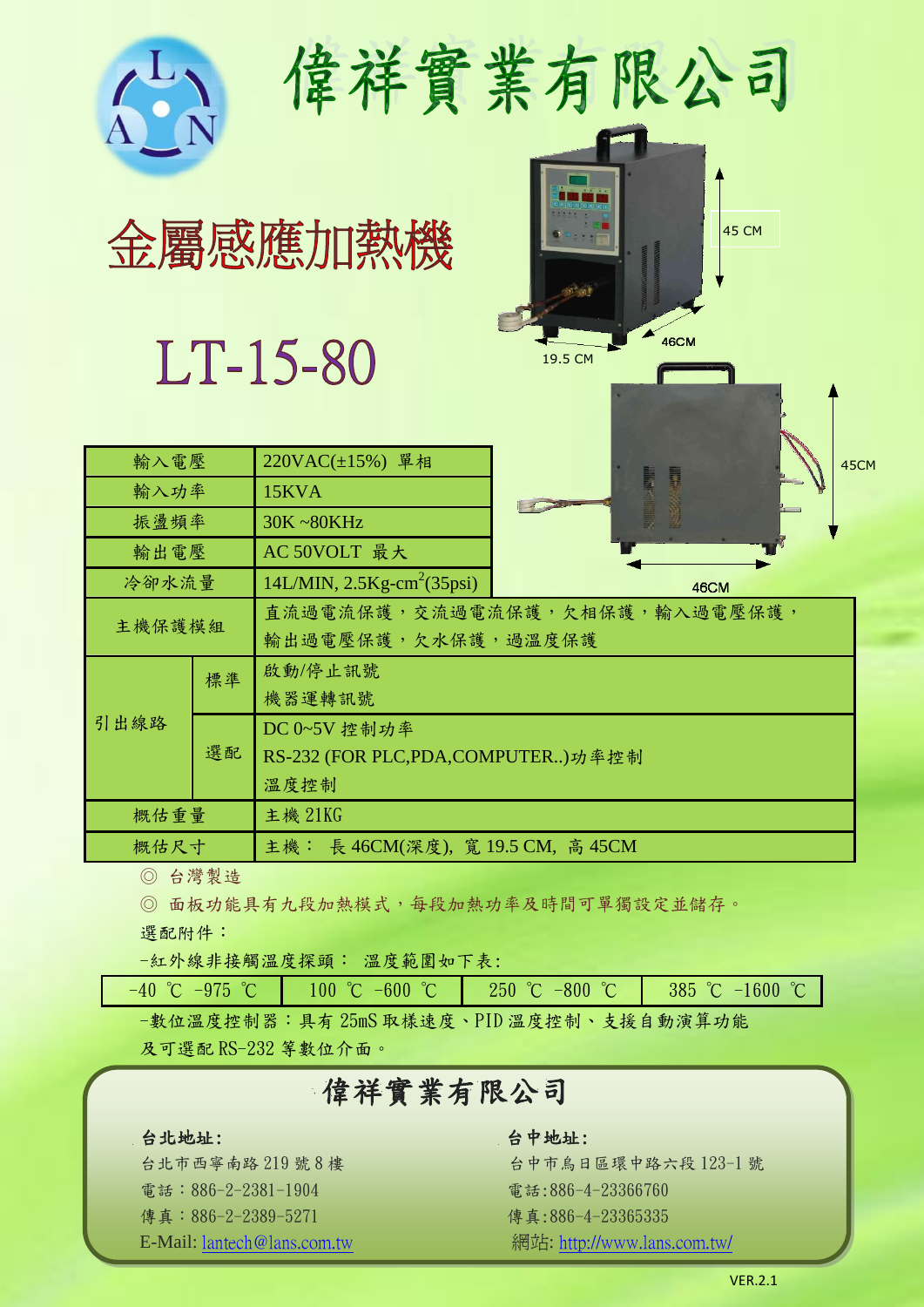# 偉祥實業有限公司

## 金屬感應加熱機

## LT-15-80

45 CM

46CM

19.5 CM

45CM

46CM

| 輸入電壓 | | 220VAC(±15%) 單相 |
|---|---|---|
| 輸入功率 | | 15KVA |
| 振盪頻率 | | 30K ~80KHz |
| 輸出電壓 | | AC 50VOLT 最大 |
| 冷卻水流量 | | 14L/MIN, 2.5Kg-cm$^2$(35psi) |
| 主機保護模組 | | 直流過電流保護，交流過電流保護，欠相保護，輸入過電壓保護，輸出過電壓保護，欠水保護，過溫度保護 |
| 引出線路 | 標準 | 啟動/停止訊號<br>機器運轉訊號 |
| | 選配 | DC 0~5V 控制功率<br>RS-232 (FOR PLC,PDA,COMPUTER..)功率控制<br>溫度控制 |
| 概估重量 | | 主機 21KG |
| 概估尺寸 | | 主機： 長 46CM(深度), 寬 19.5 CM, 高 45CM |

◎ 台灣製造

◎ 面板功能具有九段加熱模式，每段加熱功率及時間可單獨設定並儲存。

選配附件：

-紅外線非接觸溫度探頭： 溫度範圍如下表:

| -40 ℃ -975 ℃ | 100 ℃ -600 ℃ | 250 ℃ -800 ℃ | 385 ℃ -1600 ℃ |
|---|---|---|---|

-數位溫度控制器：具有 25mS 取樣速度、PID 溫度控制、支援自動演算功能及可選配 RS-232 等數位介面。

## 偉祥實業有限公司

**台北地址:**

台北市西寧南路 219 號 8 樓

電話：886-2-2381-1904

傳真：886-2-2389-5271

E-Mail: lantech@lans.com.tw

**台中地址:**

台中市烏日區環中路六段 123-1 號

電話:886-4-23366760

傳真:886-4-23365335

網站: http://www.lans.com.tw/

VER.2.1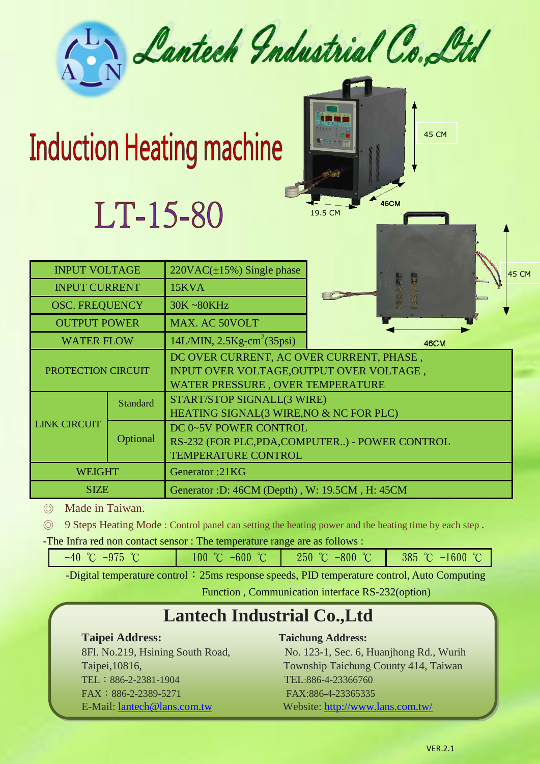# Lantech Industrial Co.,Ltd

# Induction Heating machine

## LT-15-80

45 CM

19.5 CM

46CM

45 CM

46CM

| | | |
|---|---|---|
| INPUT VOLTAGE | | 220VAC(±15%) Single phase |
| INPUT CURRENT | | 15KVA |
| OSC. FREQUENCY | | 30K ~80KHz |
| OUTPUT POWER | | MAX. AC 50VOLT |
| WATER FLOW | | 14L/MIN, 2.5Kg-cm$^2$(35psi) |
| PROTECTION CIRCUIT | | DC OVER CURRENT, AC OVER CURRENT, PHASE , INPUT OVER VOLTAGE,OUTPUT OVER VOLTAGE , WATER PRESSURE , OVER TEMPERATURE |
| LINK CIRCUIT | Standard | START/STOP SIGNALL(3 WIRE) HEATING SIGNAL(3 WIRE,NO & NC FOR PLC) |
| | Optional | DC 0~5V POWER CONTROL RS-232 (FOR PLC,PDA,COMPUTER..) - POWER CONTROL TEMPERATURE CONTROL |
| WEIGHT | | Generator :21KG |
| SIZE | | Generator :D: 46CM (Depth) , W: 19.5CM , H: 45CM |

◎ Made in Taiwan.

◎ 9 Steps Heating Mode : Control panel can setting the heating power and the heating time by each step .

-The Infra red non contact sensor : The temperature range are as follows :

| | | | |
|---|---|---|---|
| -40 ℃ -975 ℃ | 100 ℃ -600 ℃ | 250 ℃ -800 ℃ | 385 ℃ -1600 ℃ |

-Digital temperature control：25ms response speeds, PID temperature control, Auto Computing Function , Communication interface RS-232(option)

## Lantech Industrial Co.,Ltd

**Taipei Address:**
8Fl. No.219, Hsining South Road, Taipei,10816,
TEL：886-2-2381-1904
FAX：886-2-2389-5271
E-Mail: lantech@lans.com.tw

**Taichung Address:**
No. 123-1, Sec. 6, Huanjhong Rd., Wurih Township Taichung County 414, Taiwan
TEL:886-4-23366760
FAX:886-4-23365335
Website: http://www.lans.com.tw/

VER.2.1